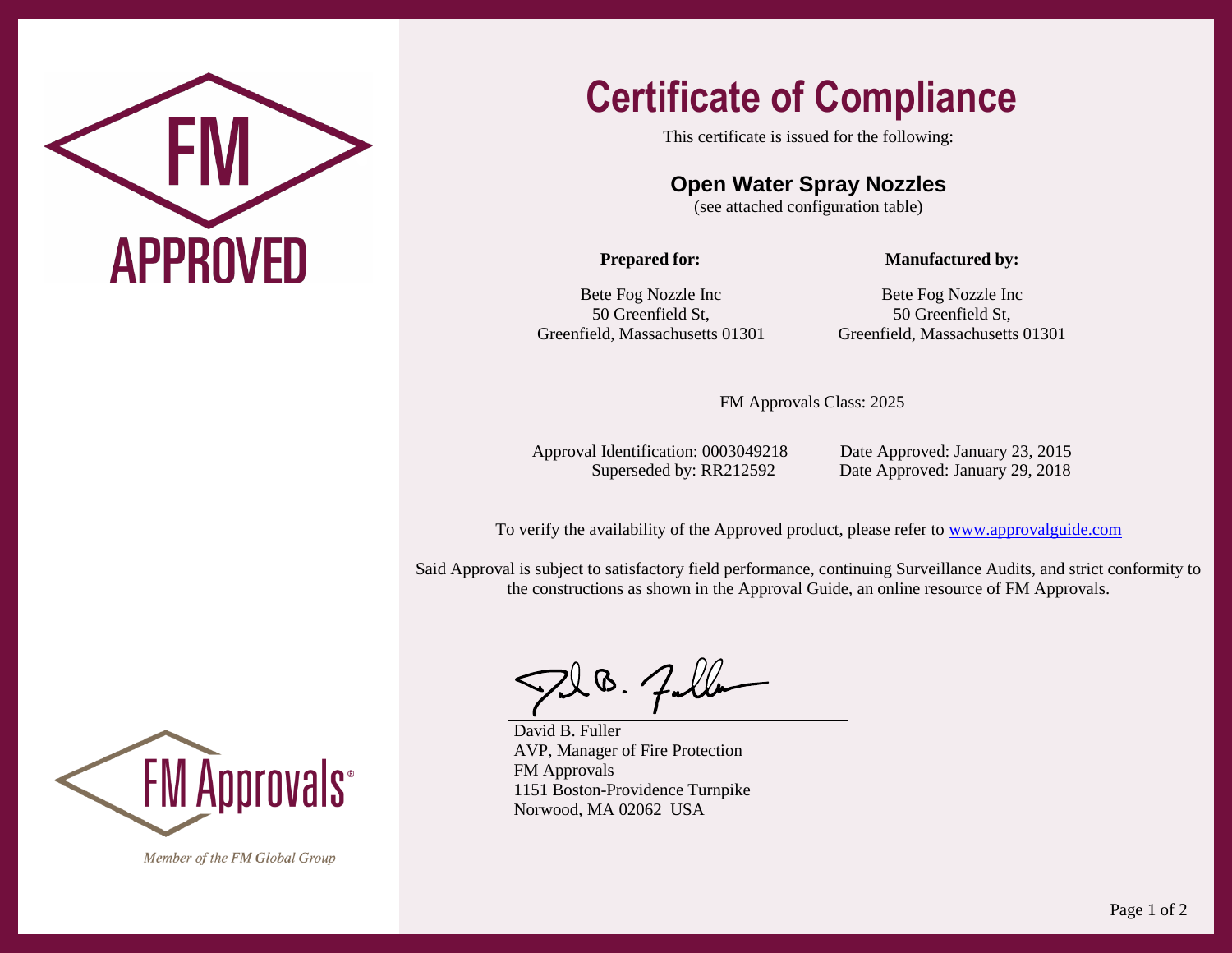FM

APPROVED

# Certificate of Compliance

This certificate is issued for the following:

## Open Water Spray Nozzles

(see attached configuration table)

| **Prepared for:** | **Manufactured by:** |
|---|---|
| Bete Fog Nozzle Inc<br>50 Greenfield St,<br>Greenfield, Massachusetts 01301 | Bete Fog Nozzle Inc<br>50 Greenfield St,<br>Greenfield, Massachusetts 01301 |

FM Approvals Class: 2025

Approval Identification: 0003049218 Date Approved: January 23, 2015
Superseded by: RR212592 Date Approved: January 29, 2018

To verify the availability of the Approved product, please refer to www.approvalguide.com

Said Approval is subject to satisfactory field performance, continuing Surveillance Audits, and strict conformity to the constructions as shown in the Approval Guide, an online resource of FM Approvals.

David B. Fuller
AVP, Manager of Fire Protection
FM Approvals
1151 Boston-Providence Turnpike
Norwood, MA 02062 USA

FM Approvals®

*Member of the FM Global Group*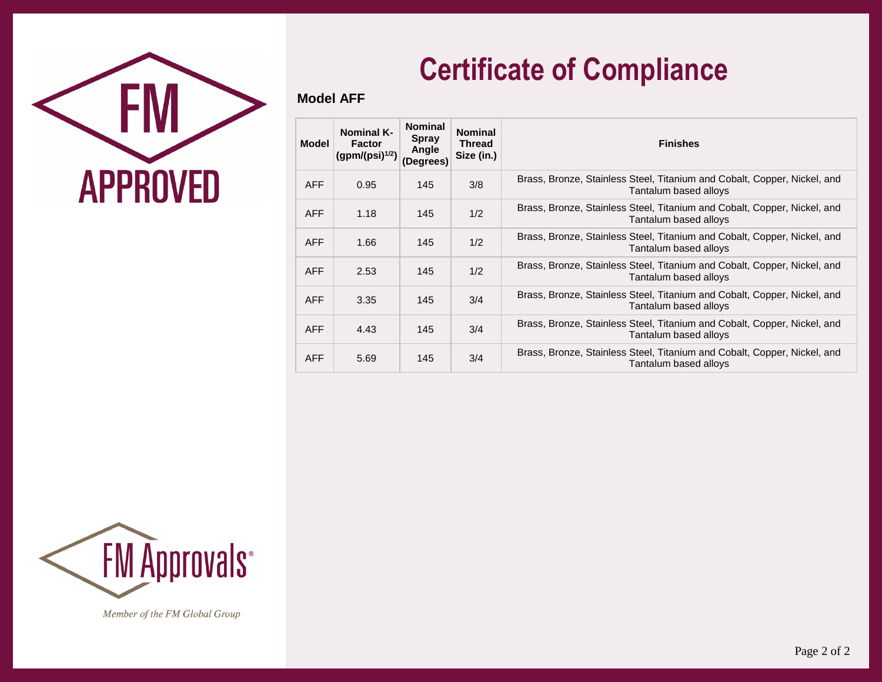FM APPROVED

# Certificate of Compliance

**Model AFF**

| Model | Nominal K-Factor (gpm/(psi)$^{1/2}$) | Nominal Spray Angle (Degrees) | Nominal Thread Size (in.) | Finishes |
|---|---|---|---|---|
| AFF | 0.95 | 145 | 3/8 | Brass, Bronze, Stainless Steel, Titanium and Cobalt, Copper, Nickel, and Tantalum based alloys |
| AFF | 1.18 | 145 | 1/2 | Brass, Bronze, Stainless Steel, Titanium and Cobalt, Copper, Nickel, and Tantalum based alloys |
| AFF | 1.66 | 145 | 1/2 | Brass, Bronze, Stainless Steel, Titanium and Cobalt, Copper, Nickel, and Tantalum based alloys |
| AFF | 2.53 | 145 | 1/2 | Brass, Bronze, Stainless Steel, Titanium and Cobalt, Copper, Nickel, and Tantalum based alloys |
| AFF | 3.35 | 145 | 3/4 | Brass, Bronze, Stainless Steel, Titanium and Cobalt, Copper, Nickel, and Tantalum based alloys |
| AFF | 4.43 | 145 | 3/4 | Brass, Bronze, Stainless Steel, Titanium and Cobalt, Copper, Nickel, and Tantalum based alloys |
| AFF | 5.69 | 145 | 3/4 | Brass, Bronze, Stainless Steel, Titanium and Cobalt, Copper, Nickel, and Tantalum based alloys |

FM Approvals®

*Member of the FM Global Group*